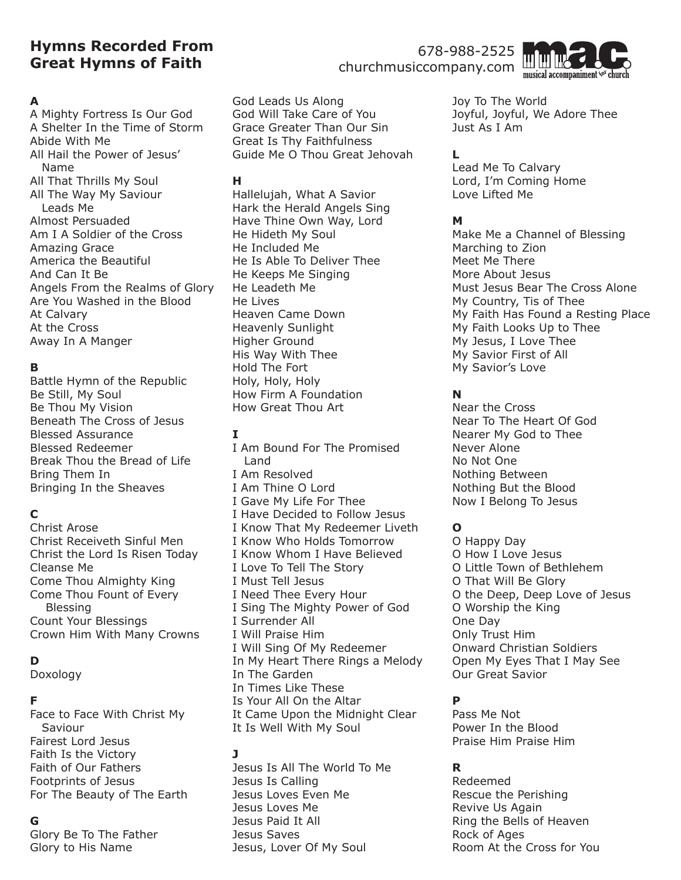# Hymns Recorded From Great Hymns of Faith

678-988-2525
churchmusiccompany.com

musical accompaniment for church

**A**

A Mighty Fortress Is Our God
A Shelter In the Time of Storm
Abide With Me
All Hail the Power of Jesus' Name
All That Thrills My Soul
All The Way My Saviour Leads Me
Almost Persuaded
Am I A Soldier of the Cross
Amazing Grace
America the Beautiful
And Can It Be
Angels From the Realms of Glory
Are You Washed in the Blood
At Calvary
At the Cross
Away In A Manger

**B**

Battle Hymn of the Republic
Be Still, My Soul
Be Thou My Vision
Beneath The Cross of Jesus
Blessed Assurance
Blessed Redeemer
Break Thou the Bread of Life
Bring Them In
Bringing In the Sheaves

**C**

Christ Arose
Christ Receiveth Sinful Men
Christ the Lord Is Risen Today
Cleanse Me
Come Thou Almighty King
Come Thou Fount of Every Blessing
Count Your Blessings
Crown Him With Many Crowns

**D**

Doxology

**F**

Face to Face With Christ My Saviour
Fairest Lord Jesus
Faith Is the Victory
Faith of Our Fathers
Footprints of Jesus
For The Beauty of The Earth

**G**

Glory Be To The Father
Glory to His Name
God Leads Us Along
God Will Take Care of You
Grace Greater Than Our Sin
Great Is Thy Faithfulness
Guide Me O Thou Great Jehovah

**H**

Hallelujah, What A Savior
Hark the Herald Angels Sing
Have Thine Own Way, Lord
He Hideth My Soul
He Included Me
He Is Able To Deliver Thee
He Keeps Me Singing
He Leadeth Me
He Lives
Heaven Came Down
Heavenly Sunlight
Higher Ground
His Way With Thee
Hold The Fort
Holy, Holy, Holy
How Firm A Foundation
How Great Thou Art

**I**

I Am Bound For The Promised Land
I Am Resolved
I Am Thine O Lord
I Gave My Life For Thee
I Have Decided to Follow Jesus
I Know That My Redeemer Liveth
I Know Who Holds Tomorrow
I Know Whom I Have Believed
I Love To Tell The Story
I Must Tell Jesus
I Need Thee Every Hour
I Sing The Mighty Power of God
I Surrender All
I Will Praise Him
I Will Sing Of My Redeemer
In My Heart There Rings a Melody
In The Garden
In Times Like These
Is Your All On the Altar
It Came Upon the Midnight Clear
It Is Well With My Soul

**J**

Jesus Is All The World To Me
Jesus Is Calling
Jesus Loves Even Me
Jesus Loves Me
Jesus Paid It All
Jesus Saves
Jesus, Lover Of My Soul
Joy To The World
Joyful, Joyful, We Adore Thee
Just As I Am

**L**

Lead Me To Calvary
Lord, I'm Coming Home
Love Lifted Me

**M**

Make Me a Channel of Blessing
Marching to Zion
Meet Me There
More About Jesus
Must Jesus Bear The Cross Alone
My Country, Tis of Thee
My Faith Has Found a Resting Place
My Faith Looks Up to Thee
My Jesus, I Love Thee
My Savior First of All
My Savior's Love

**N**

Near the Cross
Near To The Heart Of God
Nearer My God to Thee
Never Alone
No Not One
Nothing Between
Nothing But the Blood
Now I Belong To Jesus

**O**

O Happy Day
O How I Love Jesus
O Little Town of Bethlehem
O That Will Be Glory
O the Deep, Deep Love of Jesus
O Worship the King
One Day
Only Trust Him
Onward Christian Soldiers
Open My Eyes That I May See
Our Great Savior

**P**

Pass Me Not
Power In the Blood
Praise Him Praise Him

**R**

Redeemed
Rescue the Perishing
Revive Us Again
Ring the Bells of Heaven
Rock of Ages
Room At the Cross for You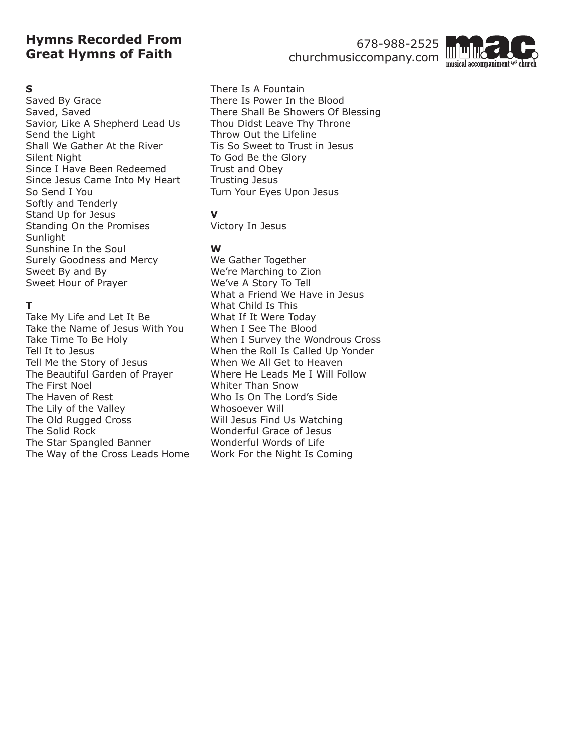## Hymns Recorded From Great Hymns of Faith

678-988-2525
churchmusiccompany.com

**S**

Saved By Grace
Saved, Saved
Savior, Like A Shepherd Lead Us
Send the Light
Shall We Gather At the River
Silent Night
Since I Have Been Redeemed
Since Jesus Came Into My Heart
So Send I You
Softly and Tenderly
Stand Up for Jesus
Standing On the Promises
Sunlight
Sunshine In the Soul
Surely Goodness and Mercy
Sweet By and By
Sweet Hour of Prayer

**T**

Take My Life and Let It Be
Take the Name of Jesus With You
Take Time To Be Holy
Tell It to Jesus
Tell Me the Story of Jesus
The Beautiful Garden of Prayer
The First Noel
The Haven of Rest
The Lily of the Valley
The Old Rugged Cross
The Solid Rock
The Star Spangled Banner
The Way of the Cross Leads Home
There Is A Fountain
There Is Power In the Blood
There Shall Be Showers Of Blessing
Thou Didst Leave Thy Throne
Throw Out the Lifeline
Tis So Sweet to Trust in Jesus
To God Be the Glory
Trust and Obey
Trusting Jesus
Turn Your Eyes Upon Jesus

**V**

Victory In Jesus

**W**

We Gather Together
We're Marching to Zion
We've A Story To Tell
What a Friend We Have in Jesus
What Child Is This
What If It Were Today
When I See The Blood
When I Survey the Wondrous Cross
When the Roll Is Called Up Yonder
When We All Get to Heaven
Where He Leads Me I Will Follow
Whiter Than Snow
Who Is On The Lord's Side
Whosoever Will
Will Jesus Find Us Watching
Wonderful Grace of Jesus
Wonderful Words of Life
Work For the Night Is Coming